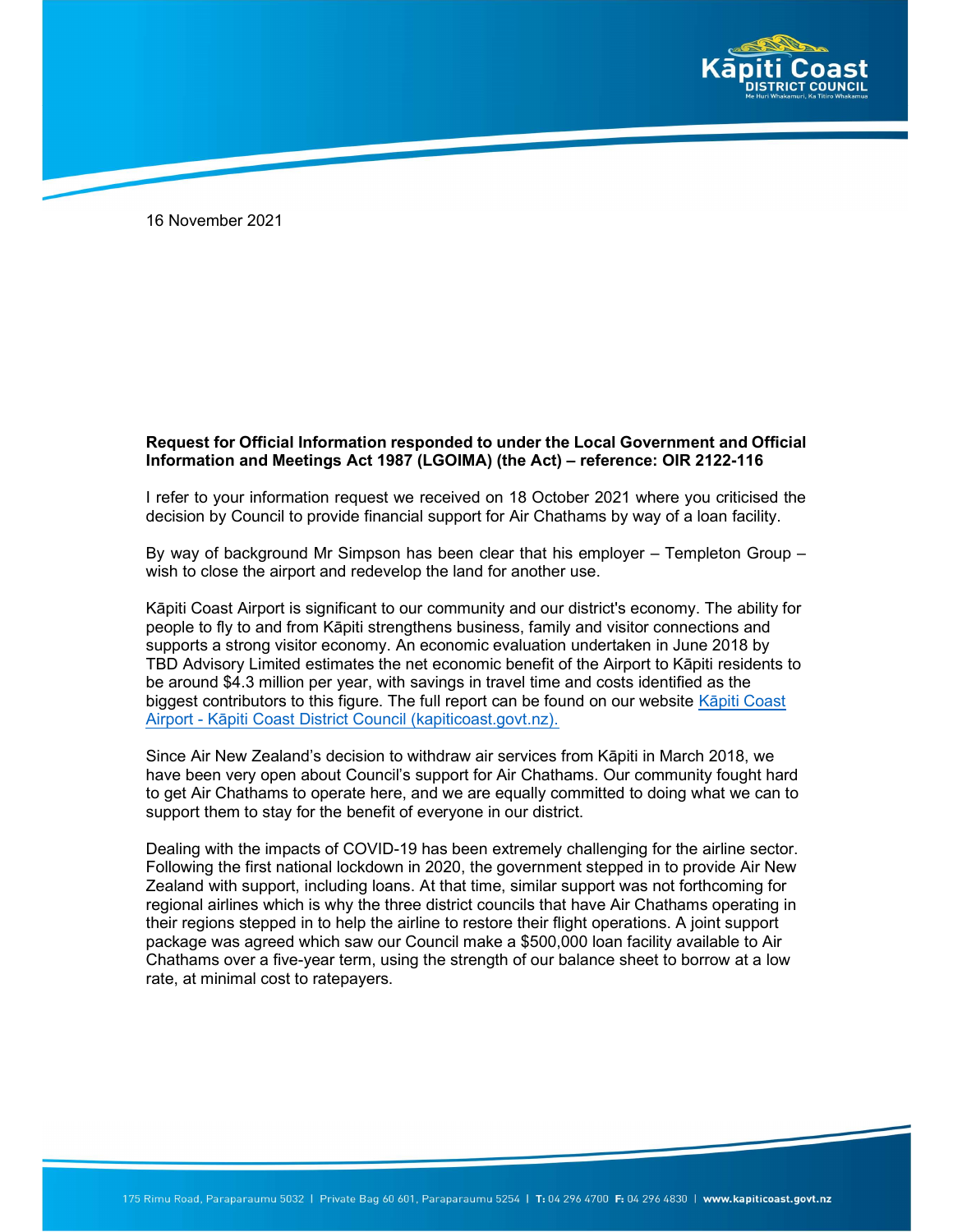16 November 2021

**Request for Official Information responded to under the Local Government and Official Information and Meetings Act 1987 (LGOIMA) (the Act) – reference: OIR 2122-116**

I refer to your information request we received on 18 October 2021 where you criticised the decision by Council to provide financial support for Air Chathams by way of a loan facility.

By way of background Mr Simpson has been clear that his employer – Templeton Group – wish to close the airport and redevelop the land for another use.

Kāpiti Coast Airport is significant to our community and our district's economy. The ability for people to fly to and from Kāpiti strengthens business, family and visitor connections and supports a strong visitor economy. An economic evaluation undertaken in June 2018 by TBD Advisory Limited estimates the net economic benefit of the Airport to Kāpiti residents to be around $4.3 million per year, with savings in travel time and costs identified as the biggest contributors to this figure. The full report can be found on our website [Kāpiti Coast Airport - Kāpiti Coast District Council (kapiticoast.govt.nz).](kapiticoast.govt.nz)

Since Air New Zealand's decision to withdraw air services from Kāpiti in March 2018, we have been very open about Council's support for Air Chathams. Our community fought hard to get Air Chathams to operate here, and we are equally committed to doing what we can to support them to stay for the benefit of everyone in our district.

Dealing with the impacts of COVID-19 has been extremely challenging for the airline sector. Following the first national lockdown in 2020, the government stepped in to provide Air New Zealand with support, including loans. At that time, similar support was not forthcoming for regional airlines which is why the three district councils that have Air Chathams operating in their regions stepped in to help the airline to restore their flight operations. A joint support package was agreed which saw our Council make a $500,000 loan facility available to Air Chathams over a five-year term, using the strength of our balance sheet to borrow at a low rate, at minimal cost to ratepayers.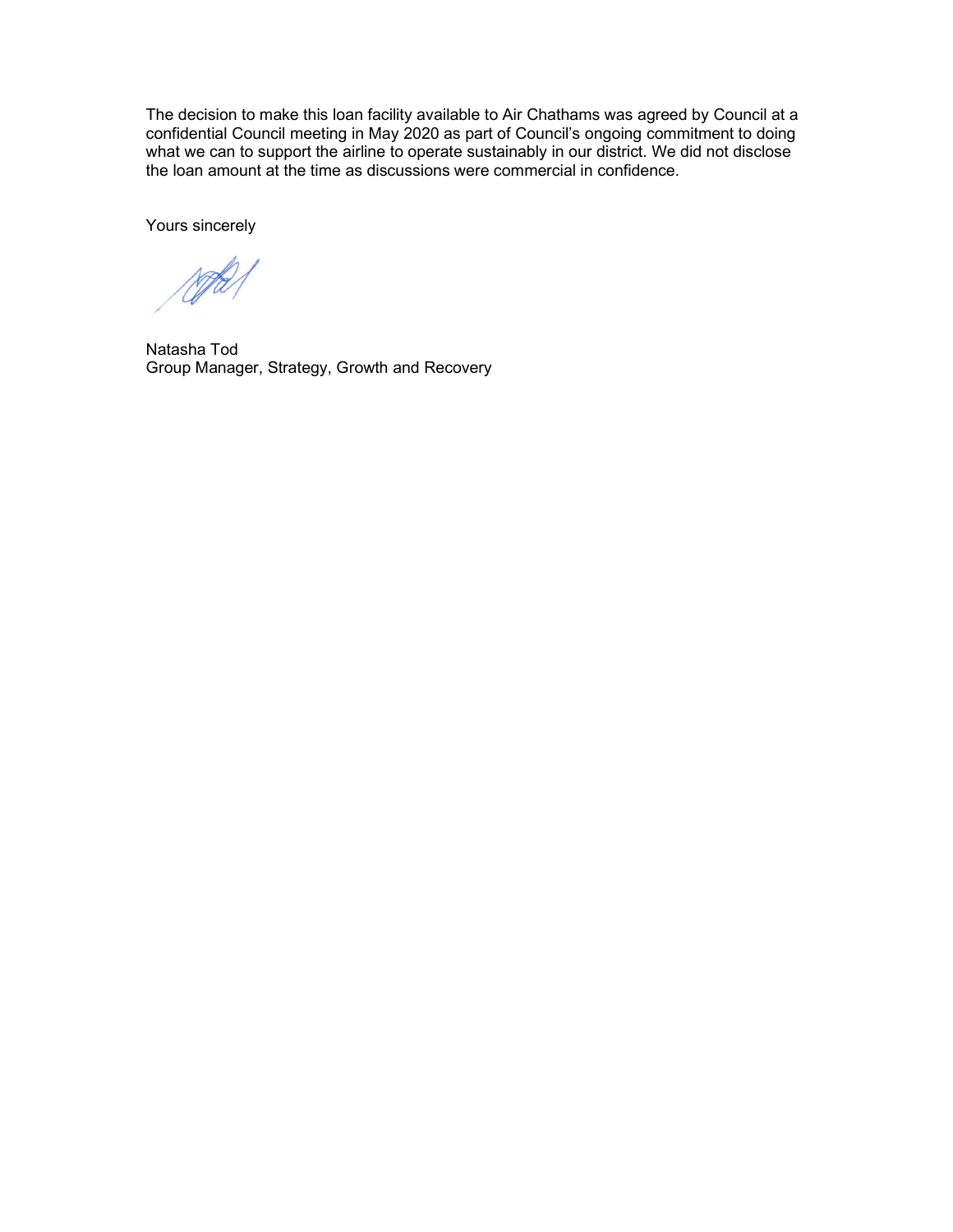The decision to make this loan facility available to Air Chathams was agreed by Council at a confidential Council meeting in May 2020 as part of Council's ongoing commitment to doing what we can to support the airline to operate sustainably in our district. We did not disclose the loan amount at the time as discussions were commercial in confidence.

Yours sincerely

Natasha Tod
Group Manager, Strategy, Growth and Recovery